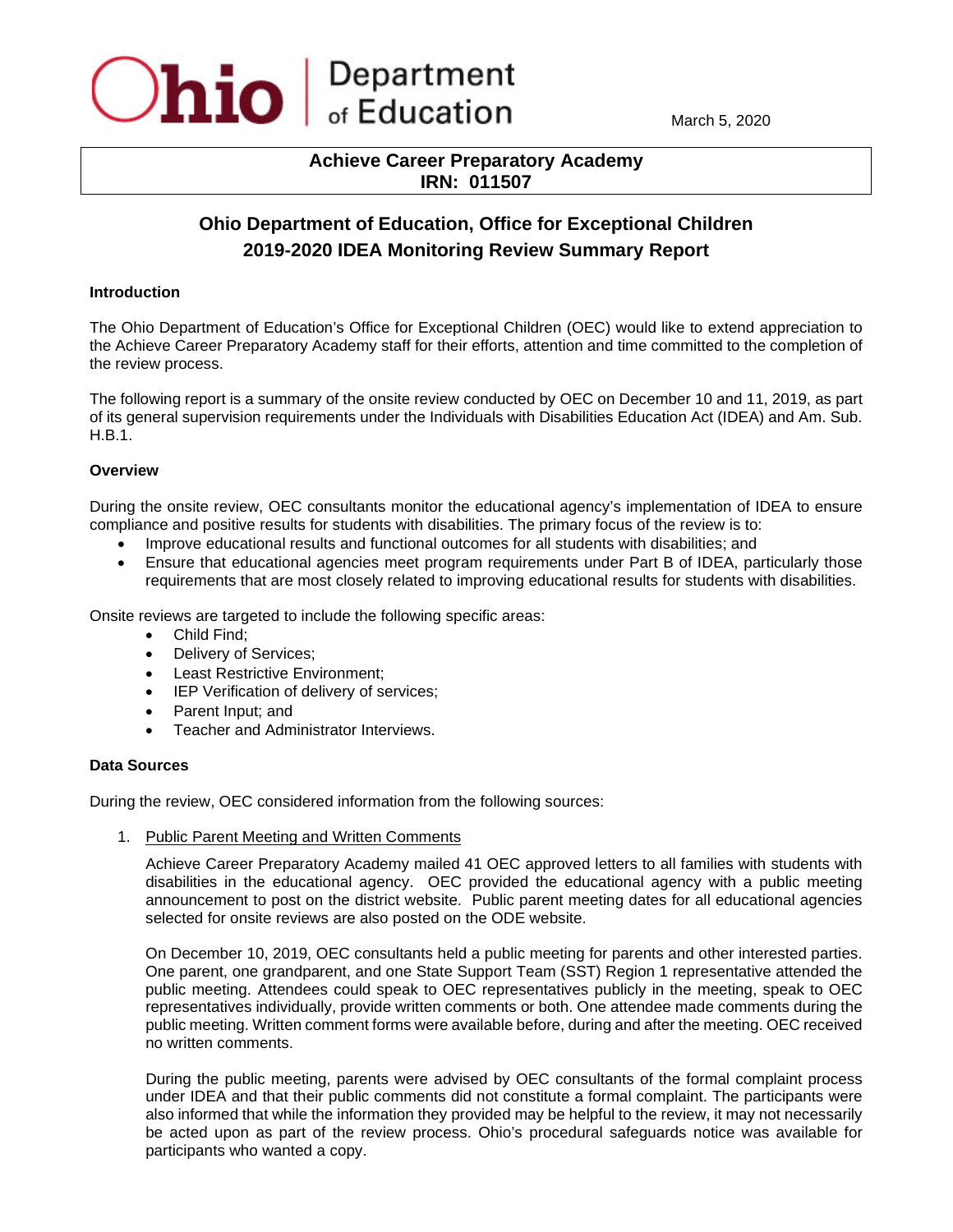Ohio | Department of Education

March 5, 2020

**Achieve Career Preparatory Academy**
**IRN: 011507**

# Ohio Department of Education, Office for Exceptional Children
# 2019-2020 IDEA Monitoring Review Summary Report

### Introduction

The Ohio Department of Education's Office for Exceptional Children (OEC) would like to extend appreciation to the Achieve Career Preparatory Academy staff for their efforts, attention and time committed to the completion of the review process.

The following report is a summary of the onsite review conducted by OEC on December 10 and 11, 2019, as part of its general supervision requirements under the Individuals with Disabilities Education Act (IDEA) and Am. Sub. H.B.1.

### Overview

During the onsite review, OEC consultants monitor the educational agency's implementation of IDEA to ensure compliance and positive results for students with disabilities. The primary focus of the review is to:

- Improve educational results and functional outcomes for all students with disabilities; and
- Ensure that educational agencies meet program requirements under Part B of IDEA, particularly those requirements that are most closely related to improving educational results for students with disabilities.

Onsite reviews are targeted to include the following specific areas:

- Child Find;
- Delivery of Services;
- Least Restrictive Environment;
- IEP Verification of delivery of services;
- Parent Input; and
- Teacher and Administrator Interviews.

### Data Sources

During the review, OEC considered information from the following sources:

1. Public Parent Meeting and Written Comments

   Achieve Career Preparatory Academy mailed 41 OEC approved letters to all families with students with disabilities in the educational agency. OEC provided the educational agency with a public meeting announcement to post on the district website. Public parent meeting dates for all educational agencies selected for onsite reviews are also posted on the ODE website.

   On December 10, 2019, OEC consultants held a public meeting for parents and other interested parties. One parent, one grandparent, and one State Support Team (SST) Region 1 representative attended the public meeting. Attendees could speak to OEC representatives publicly in the meeting, speak to OEC representatives individually, provide written comments or both. One attendee made comments during the public meeting. Written comment forms were available before, during and after the meeting. OEC received no written comments.

   During the public meeting, parents were advised by OEC consultants of the formal complaint process under IDEA and that their public comments did not constitute a formal complaint. The participants were also informed that while the information they provided may be helpful to the review, it may not necessarily be acted upon as part of the review process. Ohio's procedural safeguards notice was available for participants who wanted a copy.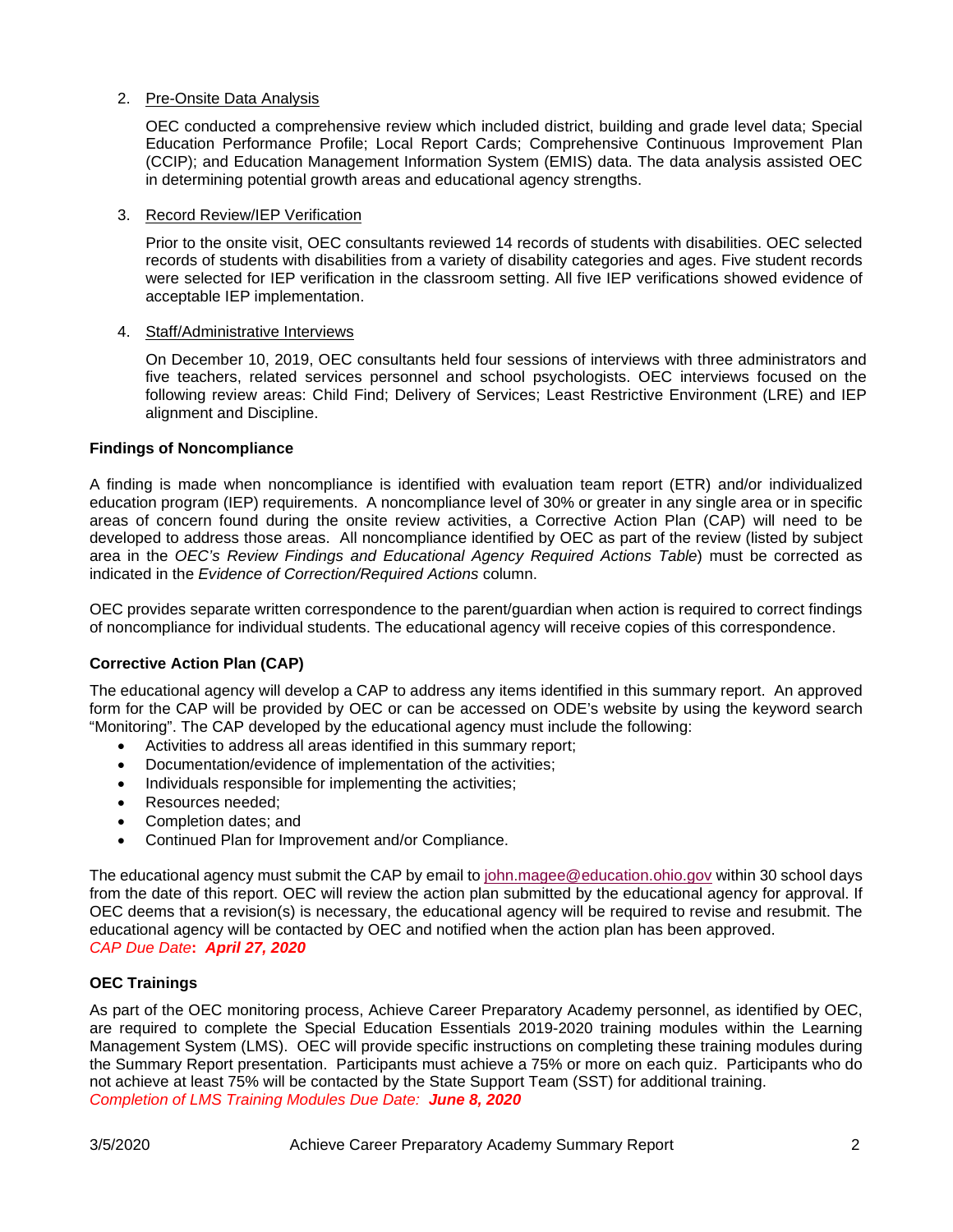2. Pre-Onsite Data Analysis

   OEC conducted a comprehensive review which included district, building and grade level data; Special Education Performance Profile; Local Report Cards; Comprehensive Continuous Improvement Plan (CCIP); and Education Management Information System (EMIS) data. The data analysis assisted OEC in determining potential growth areas and educational agency strengths.

3. Record Review/IEP Verification

   Prior to the onsite visit, OEC consultants reviewed 14 records of students with disabilities. OEC selected records of students with disabilities from a variety of disability categories and ages. Five student records were selected for IEP verification in the classroom setting. All five IEP verifications showed evidence of acceptable IEP implementation.

4. Staff/Administrative Interviews

   On December 10, 2019, OEC consultants held four sessions of interviews with three administrators and five teachers, related services personnel and school psychologists. OEC interviews focused on the following review areas: Child Find; Delivery of Services; Least Restrictive Environment (LRE) and IEP alignment and Discipline.

**Findings of Noncompliance**

A finding is made when noncompliance is identified with evaluation team report (ETR) and/or individualized education program (IEP) requirements. A noncompliance level of 30% or greater in any single area or in specific areas of concern found during the onsite review activities, a Corrective Action Plan (CAP) will need to be developed to address those areas. All noncompliance identified by OEC as part of the review (listed by subject area in the *OEC's Review Findings and Educational Agency Required Actions Table*) must be corrected as indicated in the *Evidence of Correction/Required Actions* column.

OEC provides separate written correspondence to the parent/guardian when action is required to correct findings of noncompliance for individual students. The educational agency will receive copies of this correspondence.

**Corrective Action Plan (CAP)**

The educational agency will develop a CAP to address any items identified in this summary report. An approved form for the CAP will be provided by OEC or can be accessed on ODE's website by using the keyword search "Monitoring". The CAP developed by the educational agency must include the following:

- Activities to address all areas identified in this summary report;
- Documentation/evidence of implementation of the activities;
- Individuals responsible for implementing the activities;
- Resources needed;
- Completion dates; and
- Continued Plan for Improvement and/or Compliance.

The educational agency must submit the CAP by email to john.magee@education.ohio.gov within 30 school days from the date of this report. OEC will review the action plan submitted by the educational agency for approval. If OEC deems that a revision(s) is necessary, the educational agency will be required to revise and resubmit. The educational agency will be contacted by OEC and notified when the action plan has been approved.
*CAP Due Date*: ***April 27, 2020***

**OEC Trainings**

As part of the OEC monitoring process, Achieve Career Preparatory Academy personnel, as identified by OEC, are required to complete the Special Education Essentials 2019-2020 training modules within the Learning Management System (LMS). OEC will provide specific instructions on completing these training modules during the Summary Report presentation. Participants must achieve a 75% or more on each quiz. Participants who do not achieve at least 75% will be contacted by the State Support Team (SST) for additional training.
*Completion of LMS Training Modules Due Date:* ***June 8, 2020***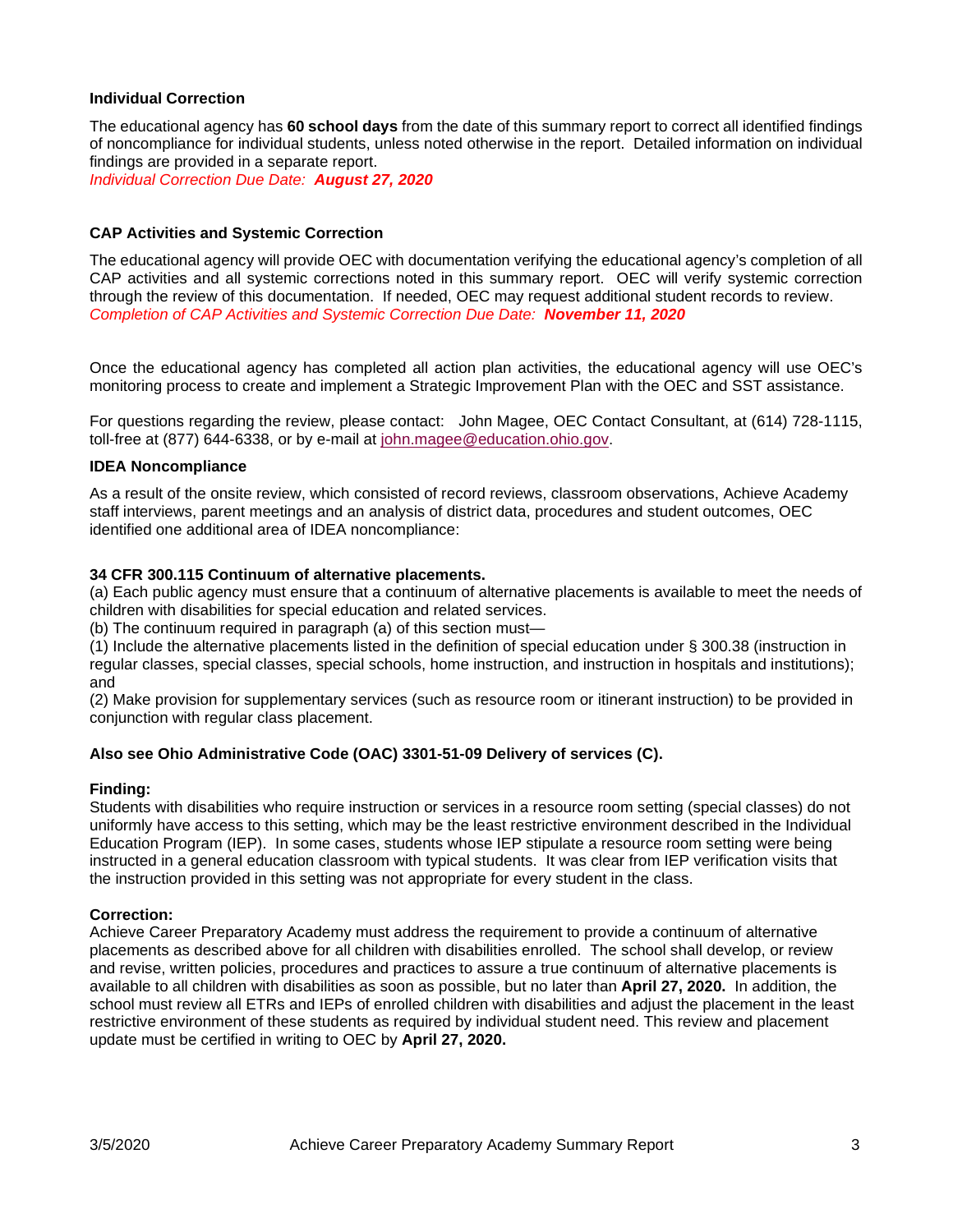### Individual Correction

The educational agency has **60 school days** from the date of this summary report to correct all identified findings of noncompliance for individual students, unless noted otherwise in the report. Detailed information on individual findings are provided in a separate report.
*Individual Correction Due Date:* ***August 27, 2020***

### CAP Activities and Systemic Correction

The educational agency will provide OEC with documentation verifying the educational agency's completion of all CAP activities and all systemic corrections noted in this summary report. OEC will verify systemic correction through the review of this documentation. If needed, OEC may request additional student records to review.
*Completion of CAP Activities and Systemic Correction Due Date:* ***November 11, 2020***

Once the educational agency has completed all action plan activities, the educational agency will use OEC's monitoring process to create and implement a Strategic Improvement Plan with the OEC and SST assistance.

For questions regarding the review, please contact: John Magee, OEC Contact Consultant, at (614) 728-1115, toll-free at (877) 644-6338, or by e-mail at john.magee@education.ohio.gov.

### IDEA Noncompliance

As a result of the onsite review, which consisted of record reviews, classroom observations, Achieve Academy staff interviews, parent meetings and an analysis of district data, procedures and student outcomes, OEC identified one additional area of IDEA noncompliance:

**34 CFR 300.115 Continuum of alternative placements.**
(a) Each public agency must ensure that a continuum of alternative placements is available to meet the needs of children with disabilities for special education and related services.
(b) The continuum required in paragraph (a) of this section must—
(1) Include the alternative placements listed in the definition of special education under § 300.38 (instruction in regular classes, special classes, special schools, home instruction, and instruction in hospitals and institutions); and
(2) Make provision for supplementary services (such as resource room or itinerant instruction) to be provided in conjunction with regular class placement.

**Also see Ohio Administrative Code (OAC) 3301-51-09 Delivery of services (C).**

**Finding:**
Students with disabilities who require instruction or services in a resource room setting (special classes) do not uniformly have access to this setting, which may be the least restrictive environment described in the Individual Education Program (IEP). In some cases, students whose IEP stipulate a resource room setting were being instructed in a general education classroom with typical students. It was clear from IEP verification visits that the instruction provided in this setting was not appropriate for every student in the class.

**Correction:**
Achieve Career Preparatory Academy must address the requirement to provide a continuum of alternative placements as described above for all children with disabilities enrolled. The school shall develop, or review and revise, written policies, procedures and practices to assure a true continuum of alternative placements is available to all children with disabilities as soon as possible, but no later than **April 27, 2020.** In addition, the school must review all ETRs and IEPs of enrolled children with disabilities and adjust the placement in the least restrictive environment of these students as required by individual student need. This review and placement update must be certified in writing to OEC by **April 27, 2020.**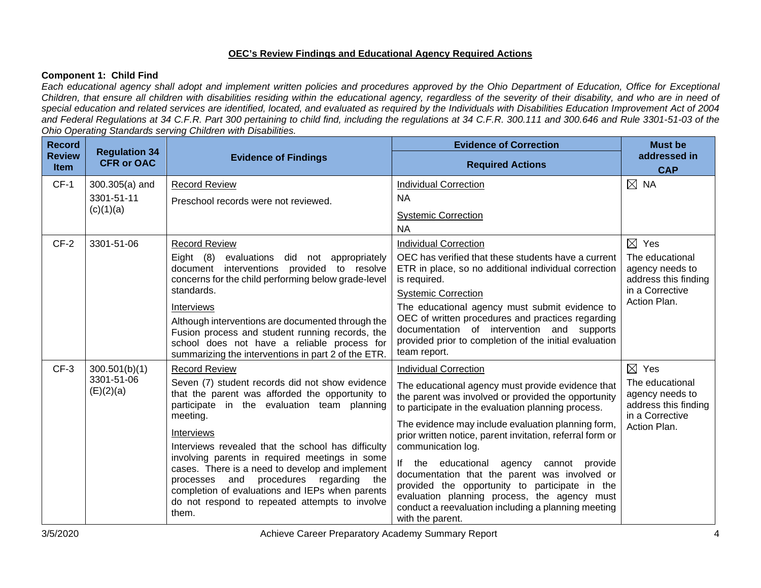## OEC's Review Findings and Educational Agency Required Actions

### Component 1: Child Find

*Each educational agency shall adopt and implement written policies and procedures approved by the Ohio Department of Education, Office for Exceptional Children, that ensure all children with disabilities residing within the educational agency, regardless of the severity of their disability, and who are in need of special education and related services are identified, located, and evaluated as required by the Individuals with Disabilities Education Improvement Act of 2004 and Federal Regulations at 34 C.F.R. Part 300 pertaining to child find, including the regulations at 34 C.F.R. 300.111 and 300.646 and Rule 3301-51-03 of the Ohio Operating Standards serving Children with Disabilities.*

| Record Review Item | Regulation 34 CFR or OAC | Evidence of Findings | Evidence of Correction<br>Required Actions | Must be addressed in CAP |
|---|---|---|---|---|
| CF-1 | 300.305(a) and 3301-51-11 (c)(1)(a) | Record Review<br>Preschool records were not reviewed. | Individual Correction<br>NA<br>Systemic Correction<br>NA | ☒ NA |
| CF-2 | 3301-51-06 | Record Review<br>Eight (8) evaluations did not appropriately document interventions provided to resolve concerns for the child performing below grade-level standards.<br>Interviews<br>Although interventions are documented through the Fusion process and student running records, the school does not have a reliable process for summarizing the interventions in part 2 of the ETR. | Individual Correction<br>OEC has verified that these students have a current ETR in place, so no additional individual correction is required.<br>Systemic Correction<br>The educational agency must submit evidence to OEC of written procedures and practices regarding documentation of intervention and supports provided prior to completion of the initial evaluation team report. | ☒ Yes<br>The educational agency needs to address this finding in a Corrective Action Plan. |
| CF-3 | 300.501(b)(1) 3301-51-06 (E)(2)(a) | Record Review<br>Seven (7) student records did not show evidence that the parent was afforded the opportunity to participate in the evaluation team planning meeting.<br>Interviews<br>Interviews revealed that the school has difficulty involving parents in required meetings in some cases. There is a need to develop and implement processes and procedures regarding the completion of evaluations and IEPs when parents do not respond to repeated attempts to involve them. | Individual Correction<br>The educational agency must provide evidence that the parent was involved or provided the opportunity to participate in the evaluation planning process.<br>The evidence may include evaluation planning form, prior written notice, parent invitation, referral form or communication log.<br>If the educational agency cannot provide documentation that the parent was involved or provided the opportunity to participate in the evaluation planning process, the agency must conduct a reevaluation including a planning meeting with the parent. | ☒ Yes<br>The educational agency needs to address this finding in a Corrective Action Plan. |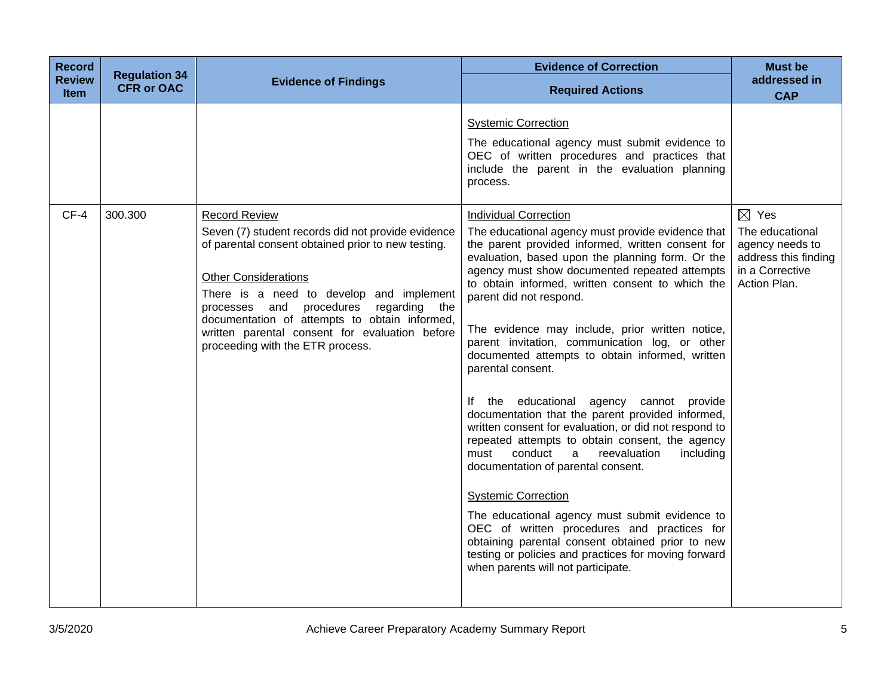| Record Review Item | Regulation 34 CFR or OAC | Evidence of Findings | Evidence of Correction | Must be addressed in CAP |
|---|---|---|---|---|
| | | | **Required Actions** | |
| | | | <u>Systemic Correction</u><br><br>The educational agency must submit evidence to OEC of written procedures and practices that include the parent in the evaluation planning process. | |
| CF-4 | 300.300 | <u>Record Review</u><br><br>Seven (7) student records did not provide evidence of parental consent obtained prior to new testing.<br><br><u>Other Considerations</u><br><br>There is a need to develop and implement processes and procedures regarding the documentation of attempts to obtain informed, written parental consent for evaluation before proceeding with the ETR process. | <u>Individual Correction</u><br><br>The educational agency must provide evidence that the parent provided informed, written consent for evaluation, based upon the planning form. Or the agency must show documented repeated attempts to obtain informed, written consent to which the parent did not respond.<br><br>The evidence may include, prior written notice, parent invitation, communication log, or other documented attempts to obtain informed, written parental consent.<br><br>If the educational agency cannot provide documentation that the parent provided informed, written consent for evaluation, or did not respond to repeated attempts to obtain consent, the agency must conduct a reevaluation including documentation of parental consent.<br><br><u>Systemic Correction</u><br><br>The educational agency must submit evidence to OEC of written procedures and practices for obtaining parental consent obtained prior to new testing or policies and practices for moving forward when parents will not participate. | ☒ Yes<br><br>The educational agency needs to address this finding in a Corrective Action Plan. |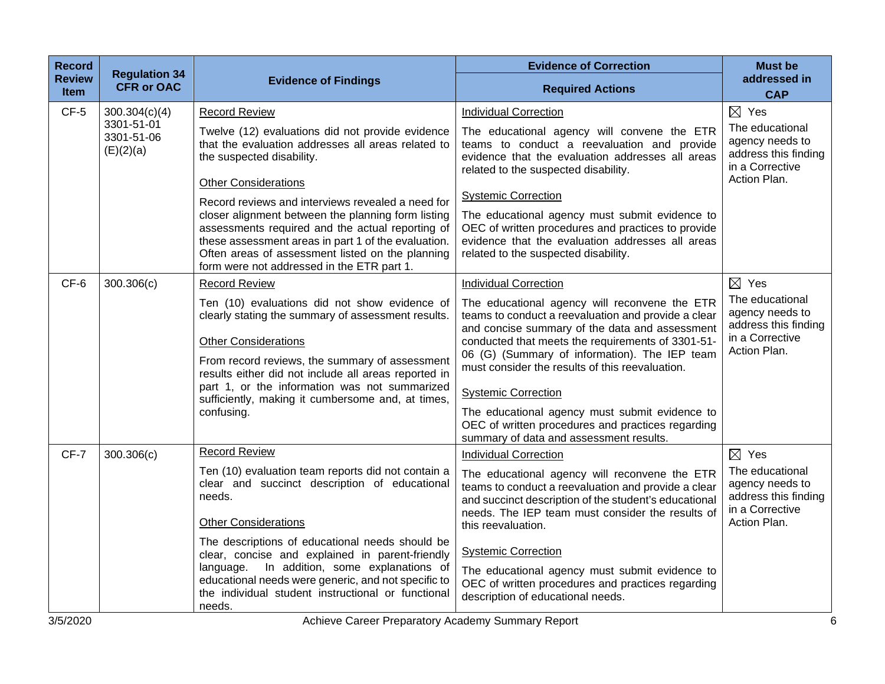| Record Review Item | Regulation 34 CFR or OAC | Evidence of Findings | Evidence of Correction Required Actions | Must be addressed in CAP |
|---|---|---|---|---|
| CF-5 | 300.304(c)(4) 3301-51-01 3301-51-06 (E)(2)(a) | Record Review<br><br>Twelve (12) evaluations did not provide evidence that the evaluation addresses all areas related to the suspected disability.<br><br>Other Considerations<br><br>Record reviews and interviews revealed a need for closer alignment between the planning form listing assessments required and the actual reporting of these assessment areas in part 1 of the evaluation. Often areas of assessment listed on the planning form were not addressed in the ETR part 1. | Individual Correction<br><br>The educational agency will convene the ETR teams to conduct a reevaluation and provide evidence that the evaluation addresses all areas related to the suspected disability.<br><br>Systemic Correction<br><br>The educational agency must submit evidence to OEC of written procedures and practices to provide evidence that the evaluation addresses all areas related to the suspected disability. | ☒ Yes<br>The educational agency needs to address this finding in a Corrective Action Plan. |
| CF-6 | 300.306(c) | Record Review<br><br>Ten (10) evaluations did not show evidence of clearly stating the summary of assessment results.<br><br>Other Considerations<br><br>From record reviews, the summary of assessment results either did not include all areas reported in part 1, or the information was not summarized sufficiently, making it cumbersome and, at times, confusing. | Individual Correction<br><br>The educational agency will reconvene the ETR teams to conduct a reevaluation and provide a clear and concise summary of the data and assessment conducted that meets the requirements of 3301-51-06 (G) (Summary of information). The IEP team must consider the results of this reevaluation.<br><br>Systemic Correction<br><br>The educational agency must submit evidence to OEC of written procedures and practices regarding summary of data and assessment results. | ☒ Yes<br>The educational agency needs to address this finding in a Corrective Action Plan. |
| CF-7 | 300.306(c) | Record Review<br><br>Ten (10) evaluation team reports did not contain a clear and succinct description of educational needs.<br><br>Other Considerations<br><br>The descriptions of educational needs should be clear, concise and explained in parent-friendly language. In addition, some explanations of educational needs were generic, and not specific to the individual student instructional or functional needs. | Individual Correction<br><br>The educational agency will reconvene the ETR teams to conduct a reevaluation and provide a clear and succinct description of the student's educational needs. The IEP team must consider the results of this reevaluation.<br><br>Systemic Correction<br><br>The educational agency must submit evidence to OEC of written procedures and practices regarding description of educational needs. | ☒ Yes<br>The educational agency needs to address this finding in a Corrective Action Plan. |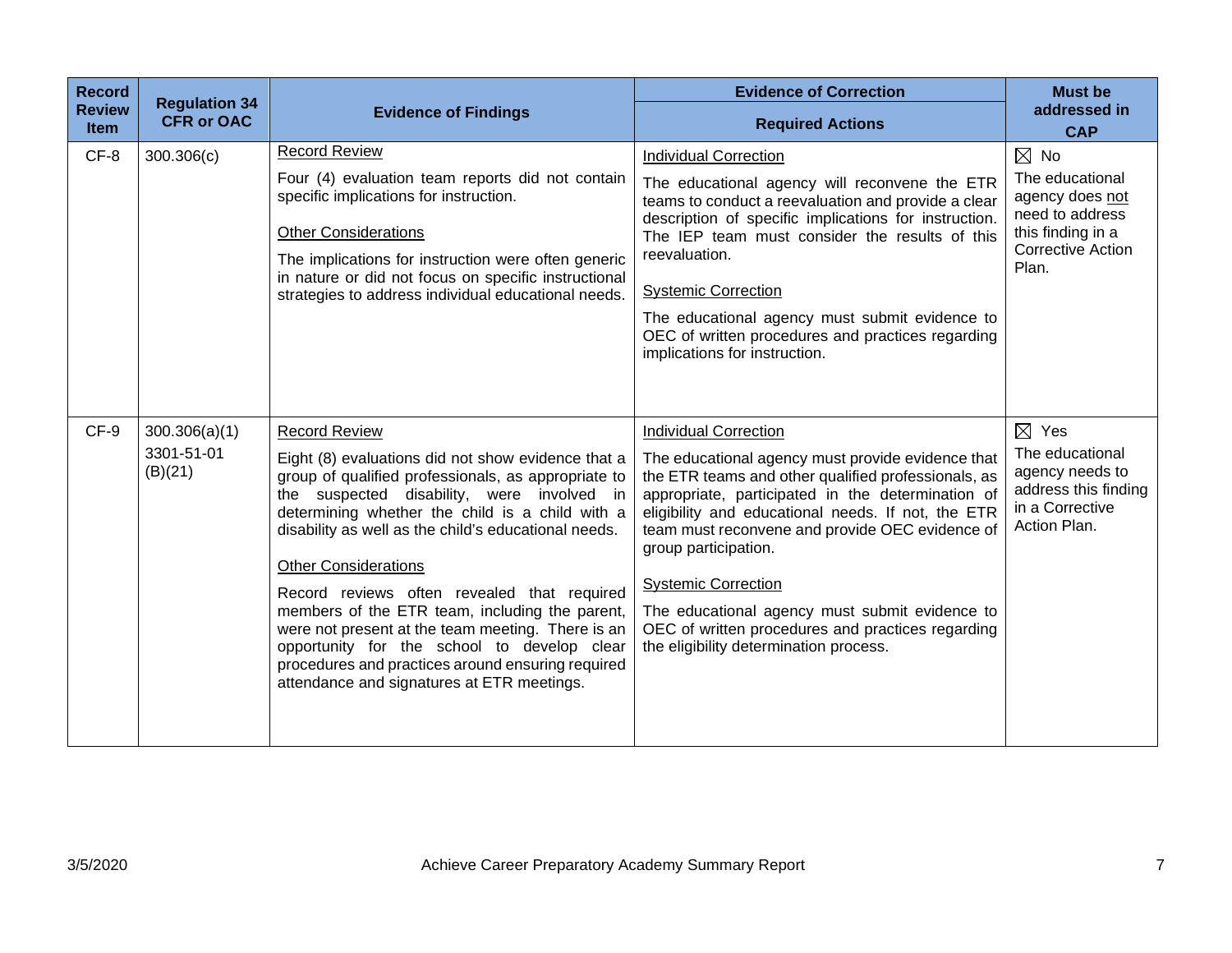| Record Review Item | Regulation 34 CFR or OAC | Evidence of Findings | Evidence of Correction<br>Required Actions | Must be addressed in CAP |
|---|---|---|---|---|
| CF-8 | 300.306(c) | <u>Record Review</u><br>Four (4) evaluation team reports did not contain specific implications for instruction.<br><br><u>Other Considerations</u><br>The implications for instruction were often generic in nature or did not focus on specific instructional strategies to address individual educational needs. | <u>Individual Correction</u><br>The educational agency will reconvene the ETR teams to conduct a reevaluation and provide a clear description of specific implications for instruction. The IEP team must consider the results of this reevaluation.<br><br><u>Systemic Correction</u><br>The educational agency must submit evidence to OEC of written procedures and practices regarding implications for instruction. | ☒ No<br>The educational agency does <u>not</u> need to address this finding in a Corrective Action Plan. |
| CF-9 | 300.306(a)(1)<br>3301-51-01 (B)(21) | <u>Record Review</u><br>Eight (8) evaluations did not show evidence that a group of qualified professionals, as appropriate to the suspected disability, were involved in determining whether the child is a child with a disability as well as the child's educational needs.<br><br><u>Other Considerations</u><br>Record reviews often revealed that required members of the ETR team, including the parent, were not present at the team meeting. There is an opportunity for the school to develop clear procedures and practices around ensuring required attendance and signatures at ETR meetings. | <u>Individual Correction</u><br>The educational agency must provide evidence that the ETR teams and other qualified professionals, as appropriate, participated in the determination of eligibility and educational needs. If not, the ETR team must reconvene and provide OEC evidence of group participation.<br><br><u>Systemic Correction</u><br>The educational agency must submit evidence to OEC of written procedures and practices regarding the eligibility determination process. | ☒ Yes<br>The educational agency needs to address this finding in a Corrective Action Plan. |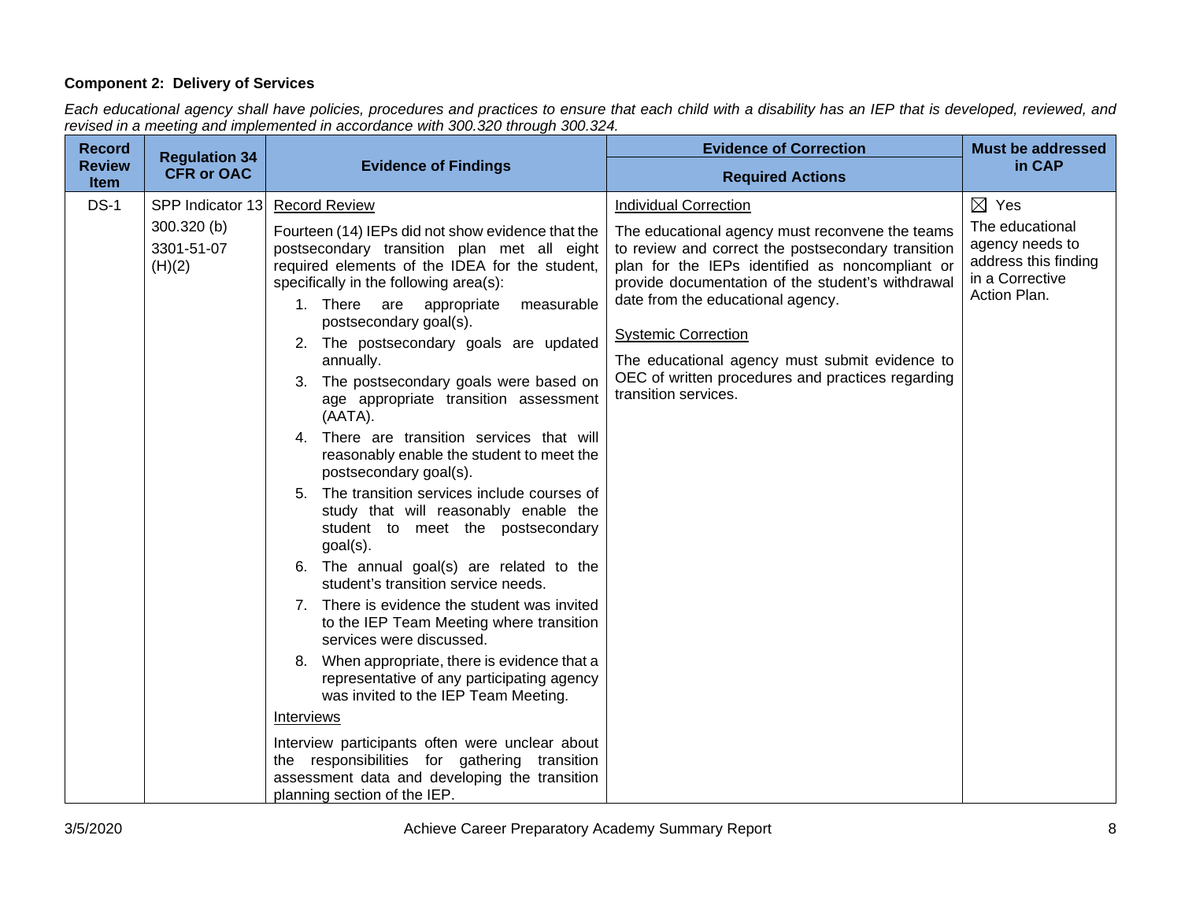**Component 2: Delivery of Services**

*Each educational agency shall have policies, procedures and practices to ensure that each child with a disability has an IEP that is developed, reviewed, and revised in a meeting and implemented in accordance with 300.320 through 300.324.*

| Record Review Item | Regulation 34 CFR or OAC | Evidence of Findings | Evidence of Correction<br>Required Actions | Must be addressed in CAP |
|---|---|---|---|---|
| DS-1 | SPP Indicator 13<br>300.320 (b)<br>3301-51-07 (H)(2) | <u>Record Review</u><br>Fourteen (14) IEPs did not show evidence that the postsecondary transition plan met all eight required elements of the IDEA for the student, specifically in the following area(s):<br>1. There are appropriate measurable postsecondary goal(s).<br>2. The postsecondary goals are updated annually.<br>3. The postsecondary goals were based on age appropriate transition assessment (AATA).<br>4. There are transition services that will reasonably enable the student to meet the postsecondary goal(s).<br>5. The transition services include courses of study that will reasonably enable the student to meet the postsecondary goal(s).<br>6. The annual goal(s) are related to the student's transition service needs.<br>7. There is evidence the student was invited to the IEP Team Meeting where transition services were discussed.<br>8. When appropriate, there is evidence that a representative of any participating agency was invited to the IEP Team Meeting.<br><u>Interviews</u><br>Interview participants often were unclear about the responsibilities for gathering transition assessment data and developing the transition planning section of the IEP. | <u>Individual Correction</u><br>The educational agency must reconvene the teams to review and correct the postsecondary transition plan for the IEPs identified as noncompliant or provide documentation of the student's withdrawal date from the educational agency.<br><u>Systemic Correction</u><br>The educational agency must submit evidence to OEC of written procedures and practices regarding transition services. | ☒ Yes<br>The educational agency needs to address this finding in a Corrective Action Plan. |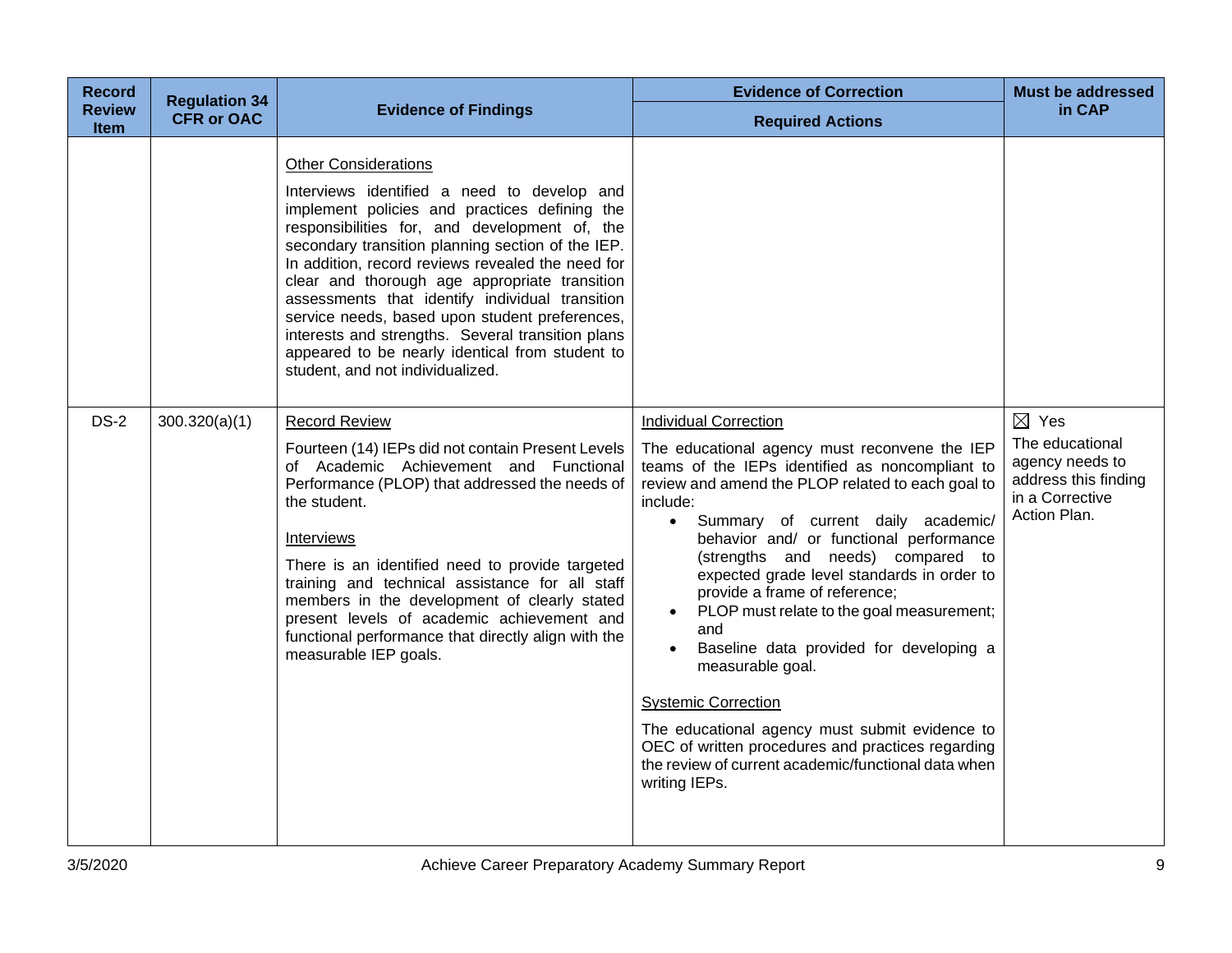| Record Review Item | Regulation 34 CFR or OAC | Evidence of Findings | Evidence of Correction<br>Required Actions | Must be addressed in CAP |
|---|---|---|---|---|
| | | <u>Other Considerations</u><br><br>Interviews identified a need to develop and implement policies and practices defining the responsibilities for, and development of, the secondary transition planning section of the IEP. In addition, record reviews revealed the need for clear and thorough age appropriate transition assessments that identify individual transition service needs, based upon student preferences, interests and strengths. Several transition plans appeared to be nearly identical from student to student, and not individualized. | | |
| DS-2 | 300.320(a)(1) | <u>Record Review</u><br><br>Fourteen (14) IEPs did not contain Present Levels of Academic Achievement and Functional Performance (PLOP) that addressed the needs of the student.<br><br><u>Interviews</u><br><br>There is an identified need to provide targeted training and technical assistance for all staff members in the development of clearly stated present levels of academic achievement and functional performance that directly align with the measurable IEP goals. | <u>Individual Correction</u><br><br>The educational agency must reconvene the IEP teams of the IEPs identified as noncompliant to review and amend the PLOP related to each goal to include:<br>• Summary of current daily academic/ behavior and/ or functional performance (strengths and needs) compared to expected grade level standards in order to provide a frame of reference;<br>• PLOP must relate to the goal measurement; and<br>• Baseline data provided for developing a measurable goal.<br><br><u>Systemic Correction</u><br><br>The educational agency must submit evidence to OEC of written procedures and practices regarding the review of current academic/functional data when writing IEPs. | ☒ Yes<br>The educational agency needs to address this finding in a Corrective Action Plan. |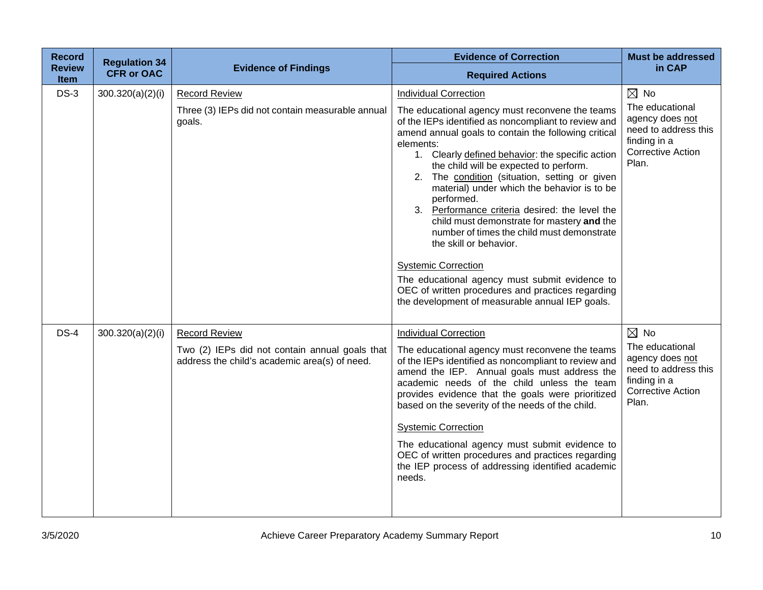| Record Review Item | Regulation 34 CFR or OAC | Evidence of Findings | Evidence of Correction<br>Required Actions | Must be addressed in CAP |
|---|---|---|---|---|
| DS-3 | 300.320(a)(2)(i) | <u>Record Review</u><br><br>Three (3) IEPs did not contain measurable annual goals. | <u>Individual Correction</u><br><br>The educational agency must reconvene the teams of the IEPs identified as noncompliant to review and amend annual goals to contain the following critical elements:<br>1. Clearly <u>defined behavior</u>: the specific action the child will be expected to perform.<br>2. The <u>condition</u> (situation, setting or given material) under which the behavior is to be performed.<br>3. <u>Performance criteria</u> desired: the level the child must demonstrate for mastery **and** the number of times the child must demonstrate the skill or behavior.<br><br><u>Systemic Correction</u><br><br>The educational agency must submit evidence to OEC of written procedures and practices regarding the development of measurable annual IEP goals. | ☒ No<br>The educational agency does <u>not</u> need to address this finding in a Corrective Action Plan. |
| DS-4 | 300.320(a)(2)(i) | <u>Record Review</u><br><br>Two (2) IEPs did not contain annual goals that address the child's academic area(s) of need. | <u>Individual Correction</u><br><br>The educational agency must reconvene the teams of the IEPs identified as noncompliant to review and amend the IEP. Annual goals must address the academic needs of the child unless the team provides evidence that the goals were prioritized based on the severity of the needs of the child.<br><br><u>Systemic Correction</u><br><br>The educational agency must submit evidence to OEC of written procedures and practices regarding the IEP process of addressing identified academic needs. | ☒ No<br>The educational agency does <u>not</u> need to address this finding in a Corrective Action Plan. |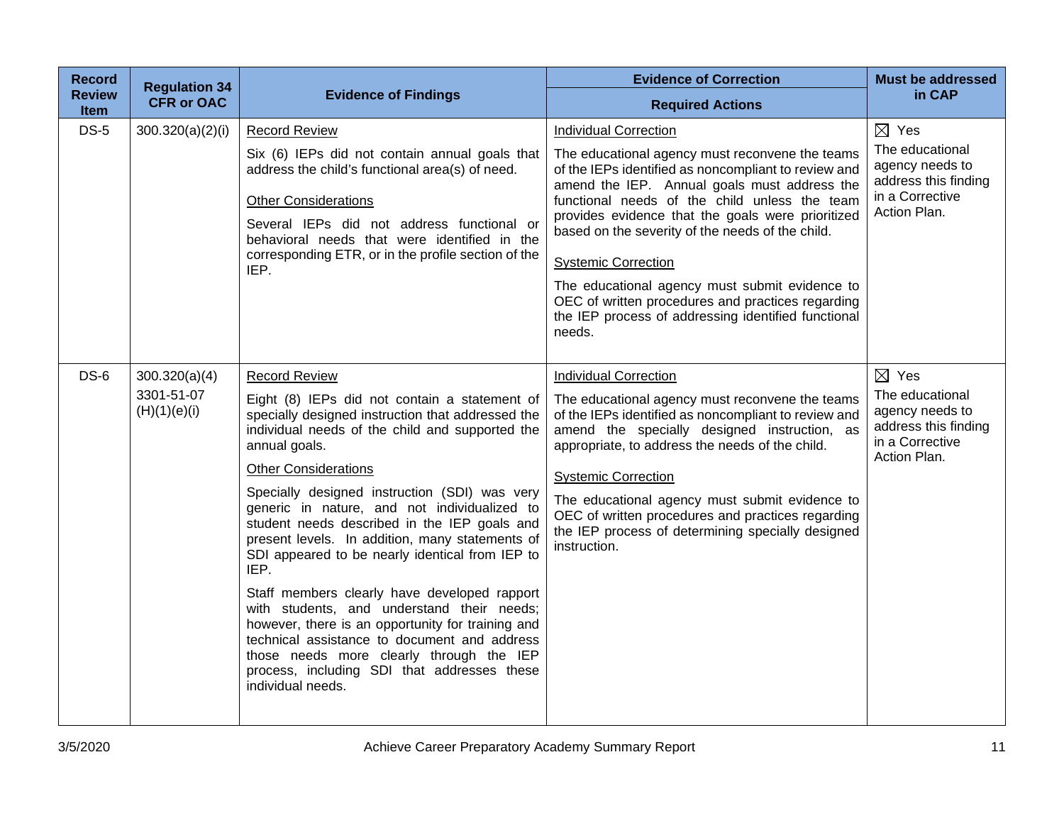| Record Review Item | Regulation 34 CFR or OAC | Evidence of Findings | Evidence of Correction<br>Required Actions | Must be addressed in CAP |
|---|---|---|---|---|
| DS-5 | 300.320(a)(2)(i) | <u>Record Review</u><br>Six (6) IEPs did not contain annual goals that address the child's functional area(s) of need.<br><u>Other Considerations</u><br>Several IEPs did not address functional or behavioral needs that were identified in the corresponding ETR, or in the profile section of the IEP. | <u>Individual Correction</u><br>The educational agency must reconvene the teams of the IEPs identified as noncompliant to review and amend the IEP. Annual goals must address the functional needs of the child unless the team provides evidence that the goals were prioritized based on the severity of the needs of the child.<br><u>Systemic Correction</u><br>The educational agency must submit evidence to OEC of written procedures and practices regarding the IEP process of addressing identified functional needs. | ☒ Yes<br>The educational agency needs to address this finding in a Corrective Action Plan. |
| DS-6 | 300.320(a)(4)<br>3301-51-07 (H)(1)(e)(i) | <u>Record Review</u><br>Eight (8) IEPs did not contain a statement of specially designed instruction that addressed the individual needs of the child and supported the annual goals.<br><u>Other Considerations</u><br>Specially designed instruction (SDI) was very generic in nature, and not individualized to student needs described in the IEP goals and present levels. In addition, many statements of SDI appeared to be nearly identical from IEP to IEP.<br>Staff members clearly have developed rapport with students, and understand their needs; however, there is an opportunity for training and technical assistance to document and address those needs more clearly through the IEP process, including SDI that addresses these individual needs. | <u>Individual Correction</u><br>The educational agency must reconvene the teams of the IEPs identified as noncompliant to review and amend the specially designed instruction, as appropriate, to address the needs of the child.<br><u>Systemic Correction</u><br>The educational agency must submit evidence to OEC of written procedures and practices regarding the IEP process of determining specially designed instruction. | ☒ Yes<br>The educational agency needs to address this finding in a Corrective Action Plan. |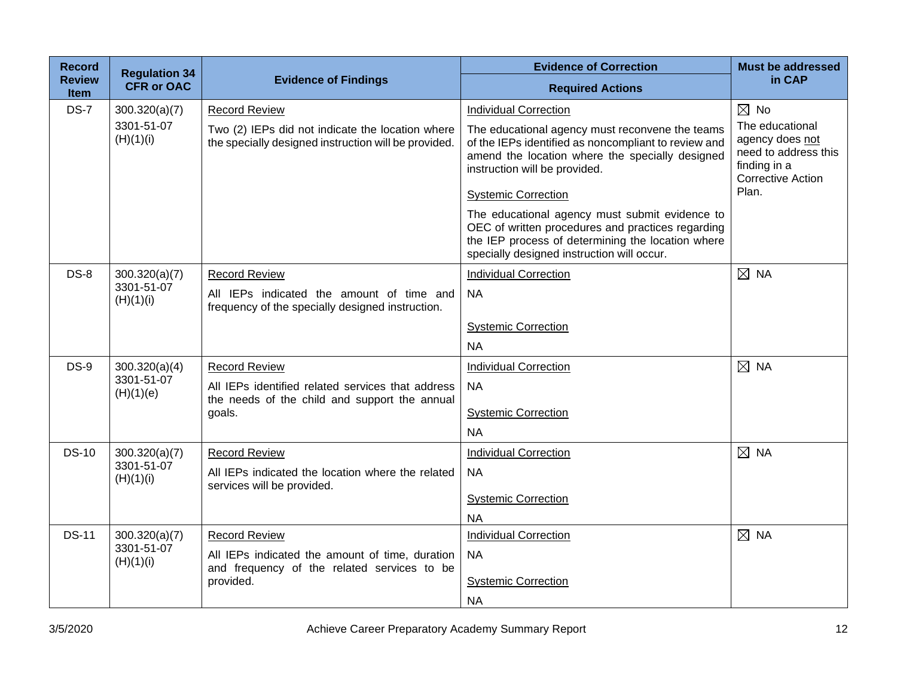| Record Review Item | Regulation 34 CFR or OAC | Evidence of Findings | Evidence of Correction<br>Required Actions | Must be addressed in CAP |
|---|---|---|---|---|
| DS-7 | 300.320(a)(7)<br>3301-51-07 (H)(1)(i) | Record Review<br>Two (2) IEPs did not indicate the location where the specially designed instruction will be provided. | Individual Correction<br>The educational agency must reconvene the teams of the IEPs identified as noncompliant to review and amend the location where the specially designed instruction will be provided.<br>Systemic Correction<br>The educational agency must submit evidence to OEC of written procedures and practices regarding the IEP process of determining the location where specially designed instruction will occur. | ☒ No<br>The educational agency does not need to address this finding in a Corrective Action Plan. |
| DS-8 | 300.320(a)(7)<br>3301-51-07 (H)(1)(i) | Record Review<br>All IEPs indicated the amount of time and frequency of the specially designed instruction. | Individual Correction<br>NA<br>Systemic Correction<br>NA | ☒ NA |
| DS-9 | 300.320(a)(4)<br>3301-51-07 (H)(1)(e) | Record Review<br>All IEPs identified related services that address the needs of the child and support the annual goals. | Individual Correction<br>NA<br>Systemic Correction<br>NA | ☒ NA |
| DS-10 | 300.320(a)(7)<br>3301-51-07 (H)(1)(i) | Record Review<br>All IEPs indicated the location where the related services will be provided. | Individual Correction<br>NA<br>Systemic Correction<br>NA | ☒ NA |
| DS-11 | 300.320(a)(7)<br>3301-51-07 (H)(1)(i) | Record Review<br>All IEPs indicated the amount of time, duration and frequency of the related services to be provided. | Individual Correction<br>NA<br>Systemic Correction<br>NA | ☒ NA |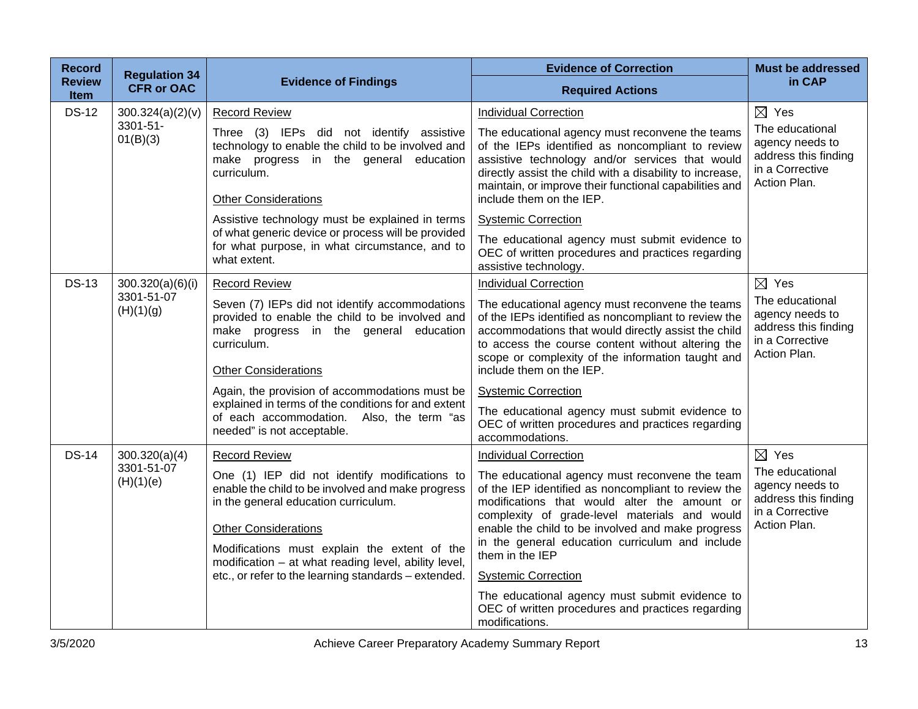| Record Review Item | Regulation 34 CFR or OAC | Evidence of Findings | Evidence of Correction<br>Required Actions | Must be addressed in CAP |
|---|---|---|---|---|
| DS-12 | 300.324(a)(2)(v)<br>3301-51-01(B)(3) | <u>Record Review</u><br>Three (3) IEPs did not identify assistive technology to enable the child to be involved and make progress in the general education curriculum.<br><u>Other Considerations</u><br>Assistive technology must be explained in terms of what generic device or process will be provided for what purpose, in what circumstance, and to what extent. | <u>Individual Correction</u><br>The educational agency must reconvene the teams of the IEPs identified as noncompliant to review assistive technology and/or services that would directly assist the child with a disability to increase, maintain, or improve their functional capabilities and include them on the IEP.<br><u>Systemic Correction</u><br>The educational agency must submit evidence to OEC of written procedures and practices regarding assistive technology. | ☒ Yes<br>The educational agency needs to address this finding in a Corrective Action Plan. |
| DS-13 | 300.320(a)(6)(i)<br>3301-51-07 (H)(1)(g) | <u>Record Review</u><br>Seven (7) IEPs did not identify accommodations provided to enable the child to be involved and make progress in the general education curriculum.<br><u>Other Considerations</u><br>Again, the provision of accommodations must be explained in terms of the conditions for and extent of each accommodation. Also, the term "as needed" is not acceptable. | <u>Individual Correction</u><br>The educational agency must reconvene the teams of the IEPs identified as noncompliant to review the accommodations that would directly assist the child to access the course content without altering the scope or complexity of the information taught and include them on the IEP.<br><u>Systemic Correction</u><br>The educational agency must submit evidence to OEC of written procedures and practices regarding accommodations. | ☒ Yes<br>The educational agency needs to address this finding in a Corrective Action Plan. |
| DS-14 | 300.320(a)(4)<br>3301-51-07 (H)(1)(e) | <u>Record Review</u><br>One (1) IEP did not identify modifications to enable the child to be involved and make progress in the general education curriculum.<br><u>Other Considerations</u><br>Modifications must explain the extent of the modification – at what reading level, ability level, etc., or refer to the learning standards – extended. | <u>Individual Correction</u><br>The educational agency must reconvene the team of the IEP identified as noncompliant to review the modifications that would alter the amount or complexity of grade-level materials and would enable the child to be involved and make progress in the general education curriculum and include them in the IEP<br><u>Systemic Correction</u><br>The educational agency must submit evidence to OEC of written procedures and practices regarding modifications. | ☒ Yes<br>The educational agency needs to address this finding in a Corrective Action Plan. |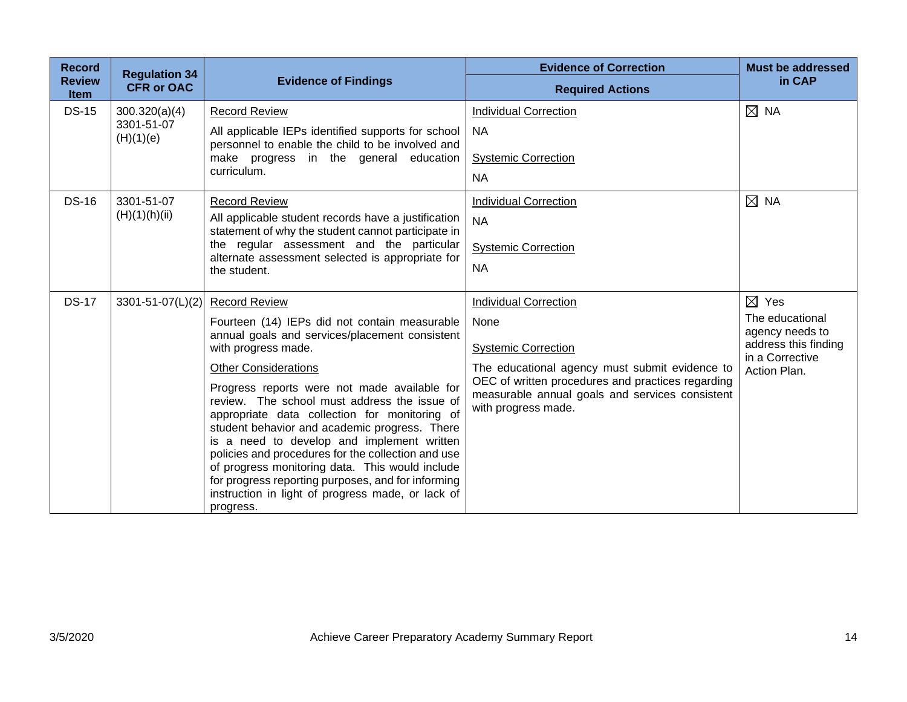| Record Review Item | Regulation 34 CFR or OAC | Evidence of Findings | Evidence of Correction<br>Required Actions | Must be addressed in CAP |
|---|---|---|---|---|
| DS-15 | 300.320(a)(4)<br>3301-51-07 (H)(1)(e) | Record Review<br><br>All applicable IEPs identified supports for school personnel to enable the child to be involved and make progress in the general education curriculum. | Individual Correction<br><br>NA<br><br>Systemic Correction<br><br>NA | ☒ NA |
| DS-16 | 3301-51-07 (H)(1)(h)(ii) | Record Review<br><br>All applicable student records have a justification statement of why the student cannot participate in the regular assessment and the particular alternate assessment selected is appropriate for the student. | Individual Correction<br><br>NA<br><br>Systemic Correction<br><br>NA | ☒ NA |
| DS-17 | 3301-51-07(L)(2) | Record Review<br><br>Fourteen (14) IEPs did not contain measurable annual goals and services/placement consistent with progress made.<br><br>Other Considerations<br><br>Progress reports were not made available for review. The school must address the issue of appropriate data collection for monitoring of student behavior and academic progress. There is a need to develop and implement written policies and procedures for the collection and use of progress monitoring data. This would include for progress reporting purposes, and for informing instruction in light of progress made, or lack of progress. | Individual Correction<br><br>None<br><br>Systemic Correction<br><br>The educational agency must submit evidence to OEC of written procedures and practices regarding measurable annual goals and services consistent with progress made. | ☒ Yes<br>The educational agency needs to address this finding in a Corrective Action Plan. |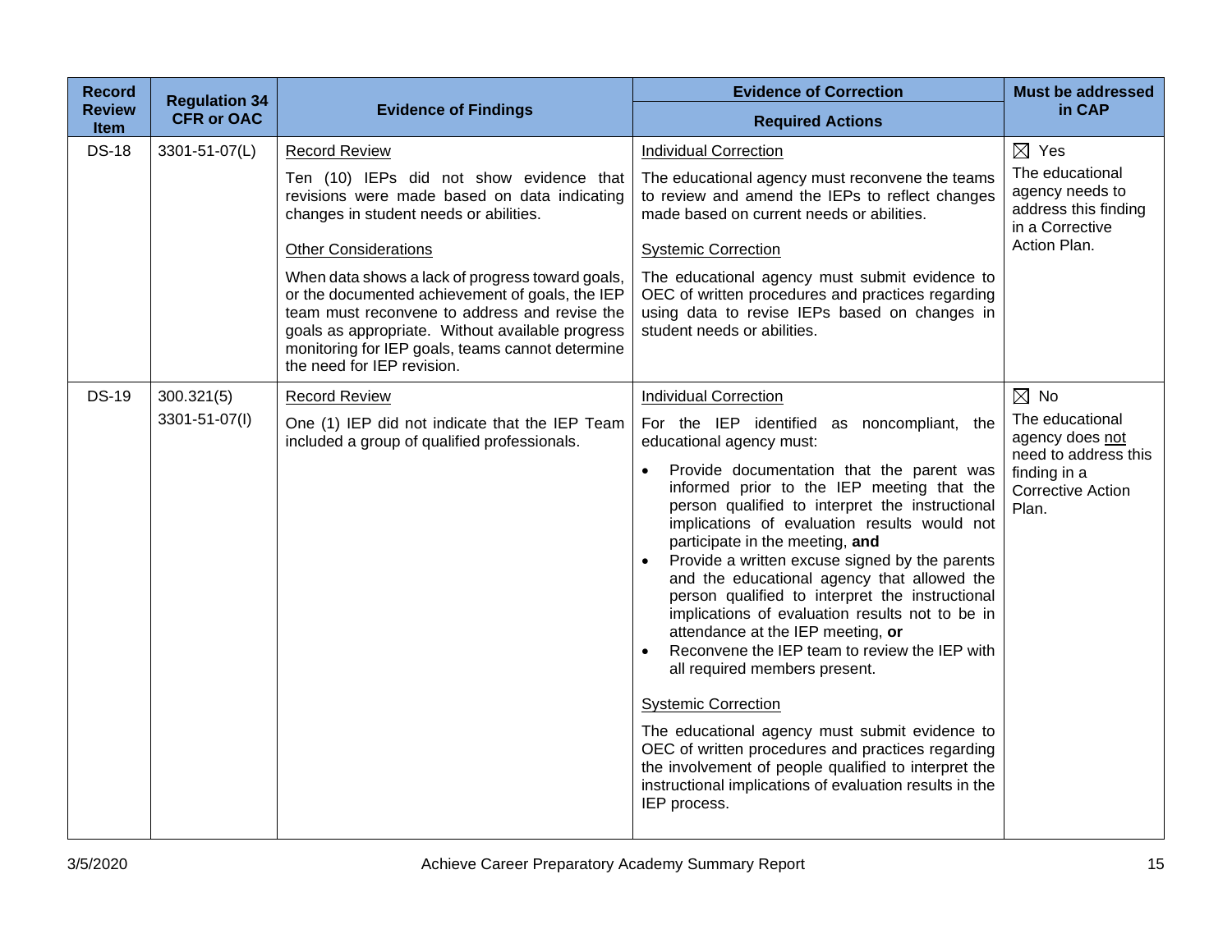| Record Review Item | Regulation 34 CFR or OAC | Evidence of Findings | Evidence of Correction<br>Required Actions | Must be addressed in CAP |
|---|---|---|---|---|
| DS-18 | 3301-51-07(L) | <u>Record Review</u><br><br>Ten (10) IEPs did not show evidence that revisions were made based on data indicating changes in student needs or abilities.<br><br><u>Other Considerations</u><br><br>When data shows a lack of progress toward goals, or the documented achievement of goals, the IEP team must reconvene to address and revise the goals as appropriate. Without available progress monitoring for IEP goals, teams cannot determine the need for IEP revision. | <u>Individual Correction</u><br><br>The educational agency must reconvene the teams to review and amend the IEPs to reflect changes made based on current needs or abilities.<br><br><u>Systemic Correction</u><br><br>The educational agency must submit evidence to OEC of written procedures and practices regarding using data to revise IEPs based on changes in student needs or abilities. | ☒ Yes<br>The educational agency needs to address this finding in a Corrective Action Plan. |
| DS-19 | 300.321(5)<br>3301-51-07(I) | <u>Record Review</u><br><br>One (1) IEP did not indicate that the IEP Team included a group of qualified professionals. | <u>Individual Correction</u><br><br>For the IEP identified as noncompliant, the educational agency must:<br><br>• Provide documentation that the parent was informed prior to the IEP meeting that the person qualified to interpret the instructional implications of evaluation results would not participate in the meeting, **and**<br>• Provide a written excuse signed by the parents and the educational agency that allowed the person qualified to interpret the instructional implications of evaluation results not to be in attendance at the IEP meeting, **or**<br>• Reconvene the IEP team to review the IEP with all required members present.<br><br><u>Systemic Correction</u><br><br>The educational agency must submit evidence to OEC of written procedures and practices regarding the involvement of people qualified to interpret the instructional implications of evaluation results in the IEP process. | ☒ No<br>The educational agency does <u>not</u> need to address this finding in a Corrective Action Plan. |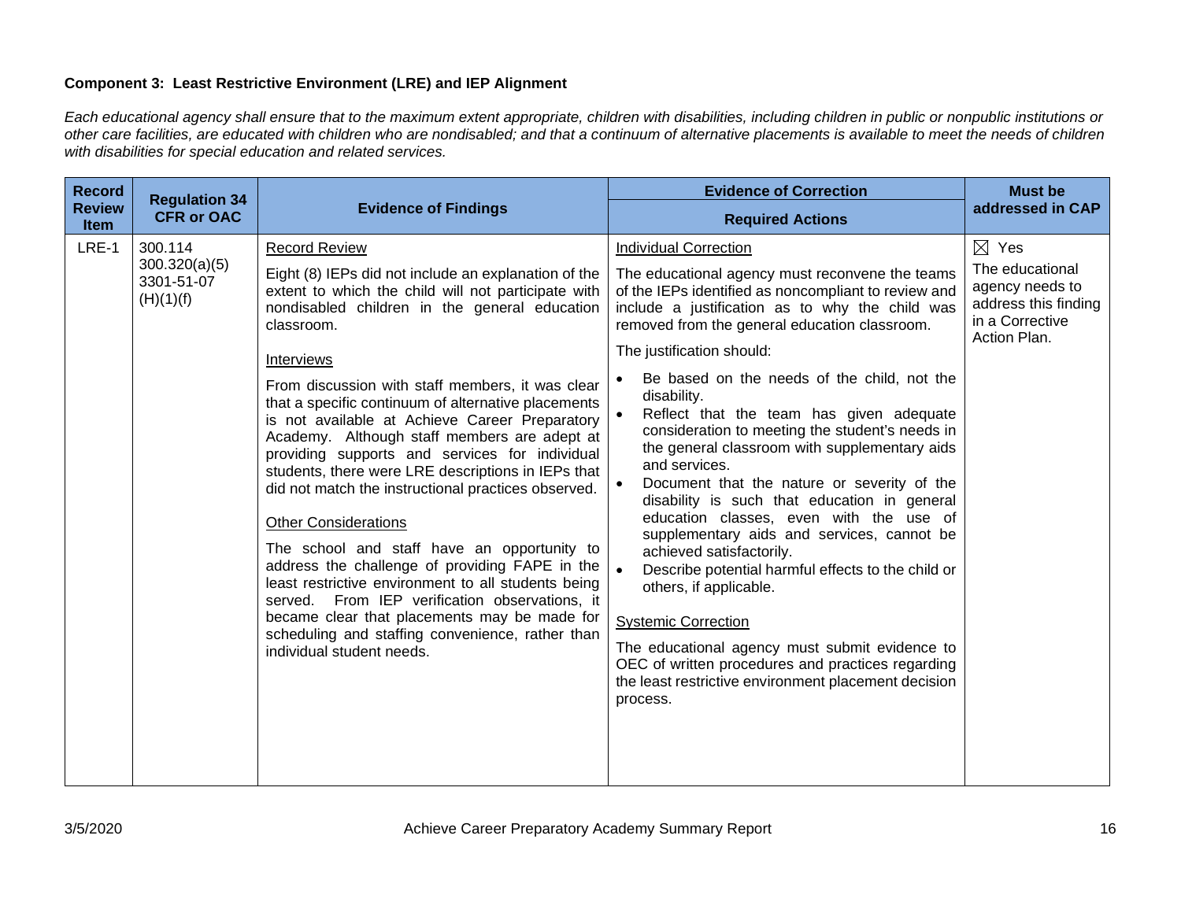**Component 3: Least Restrictive Environment (LRE) and IEP Alignment**

*Each educational agency shall ensure that to the maximum extent appropriate, children with disabilities, including children in public or nonpublic institutions or other care facilities, are educated with children who are nondisabled; and that a continuum of alternative placements is available to meet the needs of children with disabilities for special education and related services.*

| Record Review Item | Regulation 34 CFR or OAC | Evidence of Findings | Evidence of Correction<br>Required Actions | Must be addressed in CAP |
|---|---|---|---|---|
| LRE-1 | 300.114<br>300.320(a)(5)<br>3301-51-07 (H)(1)(f) | <u>Record Review</u><br><br>Eight (8) IEPs did not include an explanation of the extent to which the child will not participate with nondisabled children in the general education classroom.<br><br><u>Interviews</u><br><br>From discussion with staff members, it was clear that a specific continuum of alternative placements is not available at Achieve Career Preparatory Academy. Although staff members are adept at providing supports and services for individual students, there were LRE descriptions in IEPs that did not match the instructional practices observed.<br><br><u>Other Considerations</u><br><br>The school and staff have an opportunity to address the challenge of providing FAPE in the least restrictive environment to all students being served. From IEP verification observations, it became clear that placements may be made for scheduling and staffing convenience, rather than individual student needs. | <u>Individual Correction</u><br><br>The educational agency must reconvene the teams of the IEPs identified as noncompliant to review and include a justification as to why the child was removed from the general education classroom.<br><br>The justification should:<br>• Be based on the needs of the child, not the disability.<br>• Reflect that the team has given adequate consideration to meeting the student's needs in the general classroom with supplementary aids and services.<br>• Document that the nature or severity of the disability is such that education in general education classes, even with the use of supplementary aids and services, cannot be achieved satisfactorily.<br>• Describe potential harmful effects to the child or others, if applicable.<br><br><u>Systemic Correction</u><br><br>The educational agency must submit evidence to OEC of written procedures and practices regarding the least restrictive environment placement decision process. | ☒ Yes<br>The educational agency needs to address this finding in a Corrective Action Plan. |